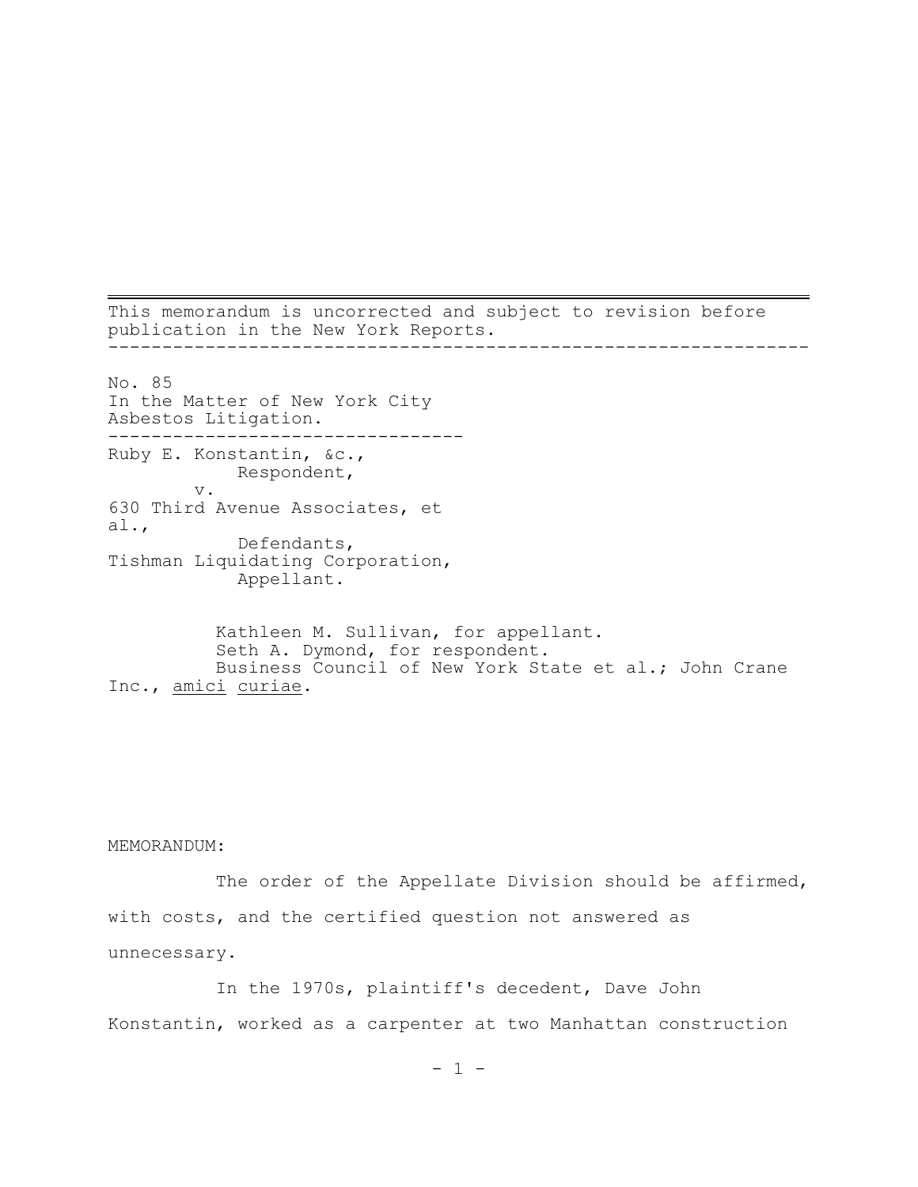This memorandum is uncorrected and subject to revision before publication in the New York Reports.

---

No. 85
In the Matter of New York City Asbestos Litigation.

---

Ruby E. Konstantin, &c.,
Respondent,
v.
630 Third Avenue Associates, et al.,
Defendants,
Tishman Liquidating Corporation,
Appellant.

Kathleen M. Sullivan, for appellant.
Seth A. Dymond, for respondent.
Business Council of New York State et al.; John Crane Inc., *amici curiae*.

MEMORANDUM:

The order of the Appellate Division should be affirmed, with costs, and the certified question not answered as unnecessary.

In the 1970s, plaintiff's decedent, Dave John Konstantin, worked as a carpenter at two Manhattan construction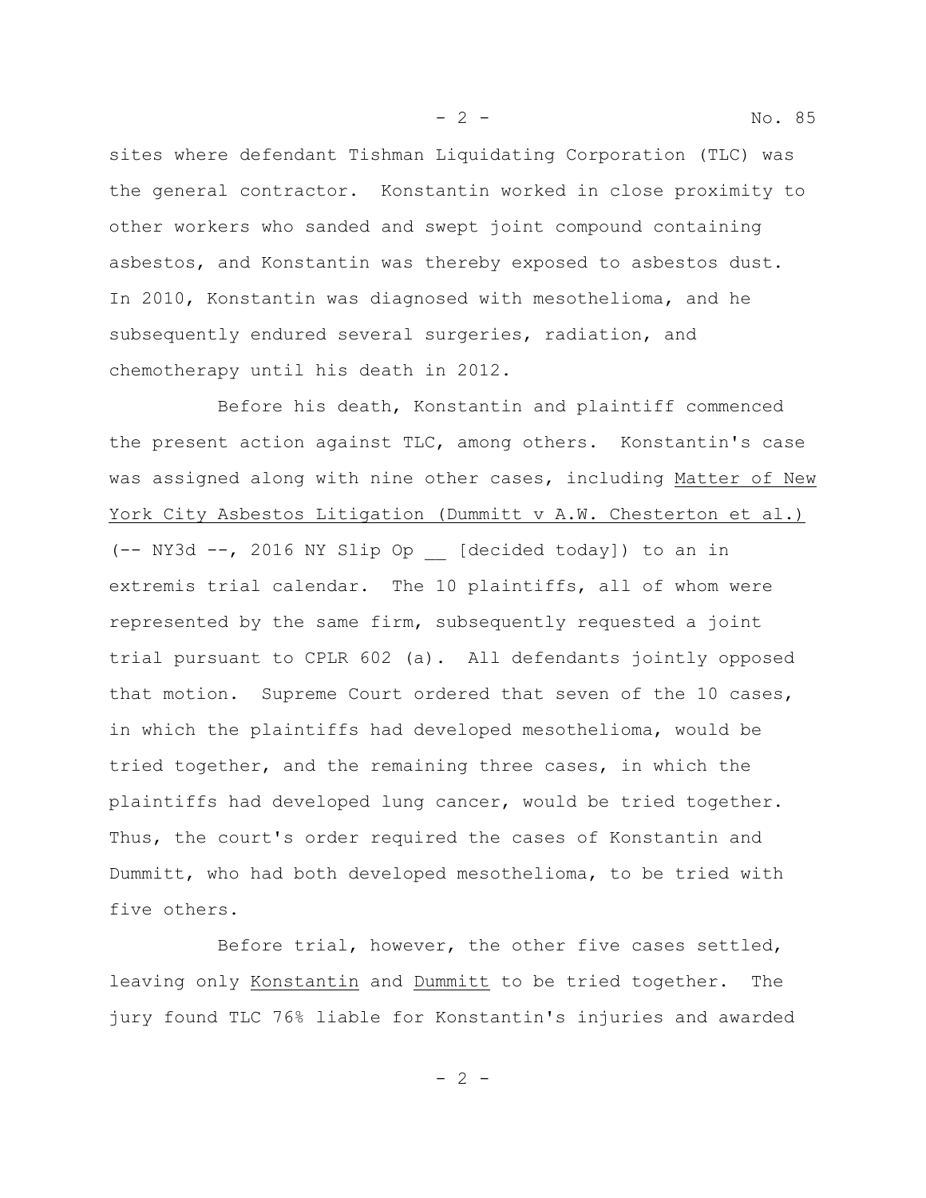sites where defendant Tishman Liquidating Corporation (TLC) was the general contractor. Konstantin worked in close proximity to other workers who sanded and swept joint compound containing asbestos, and Konstantin was thereby exposed to asbestos dust. In 2010, Konstantin was diagnosed with mesothelioma, and he subsequently endured several surgeries, radiation, and chemotherapy until his death in 2012.

Before his death, Konstantin and plaintiff commenced the present action against TLC, among others. Konstantin's case was assigned along with nine other cases, including Matter of New York City Asbestos Litigation (Dummitt v A.W. Chesterton et al.) (-- NY3d --, 2016 NY Slip Op __ [decided today]) to an in extremis trial calendar. The 10 plaintiffs, all of whom were represented by the same firm, subsequently requested a joint trial pursuant to CPLR 602 (a). All defendants jointly opposed that motion. Supreme Court ordered that seven of the 10 cases, in which the plaintiffs had developed mesothelioma, would be tried together, and the remaining three cases, in which the plaintiffs had developed lung cancer, would be tried together. Thus, the court's order required the cases of Konstantin and Dummitt, who had both developed mesothelioma, to be tried with five others.

Before trial, however, the other five cases settled, leaving only Konstantin and Dummitt to be tried together. The jury found TLC 76% liable for Konstantin's injuries and awarded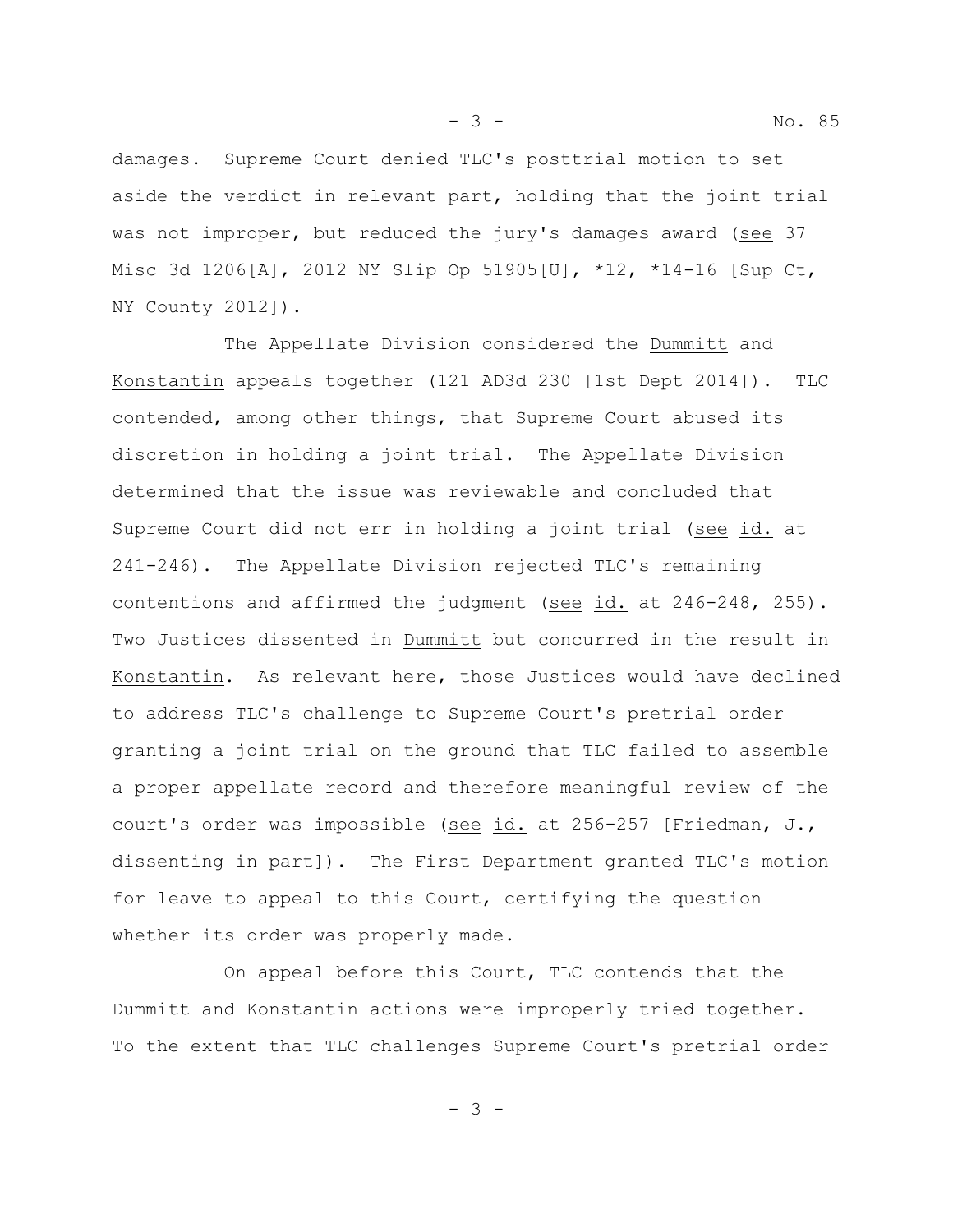damages. Supreme Court denied TLC's posttrial motion to set aside the verdict in relevant part, holding that the joint trial was not improper, but reduced the jury's damages award (see 37 Misc 3d 1206[A], 2012 NY Slip Op 51905[U], *12, *14-16 [Sup Ct, NY County 2012]).

The Appellate Division considered the Dummitt and Konstantin appeals together (121 AD3d 230 [1st Dept 2014]). TLC contended, among other things, that Supreme Court abused its discretion in holding a joint trial. The Appellate Division determined that the issue was reviewable and concluded that Supreme Court did not err in holding a joint trial (see id. at 241-246). The Appellate Division rejected TLC's remaining contentions and affirmed the judgment (see id. at 246-248, 255). Two Justices dissented in Dummitt but concurred in the result in Konstantin. As relevant here, those Justices would have declined to address TLC's challenge to Supreme Court's pretrial order granting a joint trial on the ground that TLC failed to assemble a proper appellate record and therefore meaningful review of the court's order was impossible (see id. at 256-257 [Friedman, J., dissenting in part]). The First Department granted TLC's motion for leave to appeal to this Court, certifying the question whether its order was properly made.

On appeal before this Court, TLC contends that the Dummitt and Konstantin actions were improperly tried together. To the extent that TLC challenges Supreme Court's pretrial order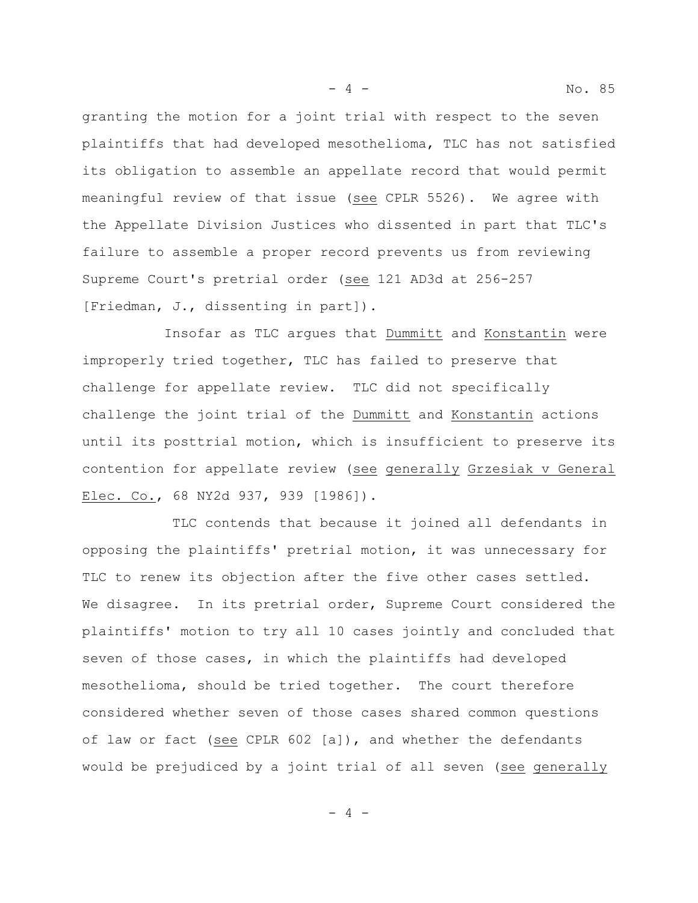granting the motion for a joint trial with respect to the seven plaintiffs that had developed mesothelioma, TLC has not satisfied its obligation to assemble an appellate record that would permit meaningful review of that issue (see CPLR 5526). We agree with the Appellate Division Justices who dissented in part that TLC's failure to assemble a proper record prevents us from reviewing Supreme Court's pretrial order (see 121 AD3d at 256-257 [Friedman, J., dissenting in part]).

Insofar as TLC argues that Dummitt and Konstantin were improperly tried together, TLC has failed to preserve that challenge for appellate review. TLC did not specifically challenge the joint trial of the Dummitt and Konstantin actions until its posttrial motion, which is insufficient to preserve its contention for appellate review (see generally Grzesiak v General Elec. Co., 68 NY2d 937, 939 [1986]).

TLC contends that because it joined all defendants in opposing the plaintiffs' pretrial motion, it was unnecessary for TLC to renew its objection after the five other cases settled. We disagree. In its pretrial order, Supreme Court considered the plaintiffs' motion to try all 10 cases jointly and concluded that seven of those cases, in which the plaintiffs had developed mesothelioma, should be tried together. The court therefore considered whether seven of those cases shared common questions of law or fact (see CPLR 602 [a]), and whether the defendants would be prejudiced by a joint trial of all seven (see generally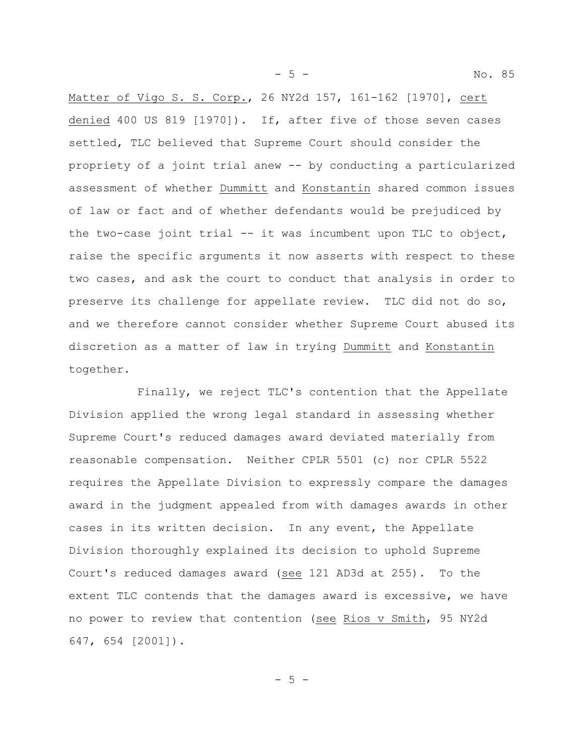Matter of Vigo S. S. Corp., 26 NY2d 157, 161-162 [1970], cert denied 400 US 819 [1970]). If, after five of those seven cases settled, TLC believed that Supreme Court should consider the propriety of a joint trial anew -- by conducting a particularized assessment of whether Dummitt and Konstantin shared common issues of law or fact and of whether defendants would be prejudiced by the two-case joint trial -- it was incumbent upon TLC to object, raise the specific arguments it now asserts with respect to these two cases, and ask the court to conduct that analysis in order to preserve its challenge for appellate review. TLC did not do so, and we therefore cannot consider whether Supreme Court abused its discretion as a matter of law in trying Dummitt and Konstantin together.

Finally, we reject TLC's contention that the Appellate Division applied the wrong legal standard in assessing whether Supreme Court's reduced damages award deviated materially from reasonable compensation. Neither CPLR 5501 (c) nor CPLR 5522 requires the Appellate Division to expressly compare the damages award in the judgment appealed from with damages awards in other cases in its written decision. In any event, the Appellate Division thoroughly explained its decision to uphold Supreme Court's reduced damages award (see 121 AD3d at 255). To the extent TLC contends that the damages award is excessive, we have no power to review that contention (see Rios v Smith, 95 NY2d 647, 654 [2001]).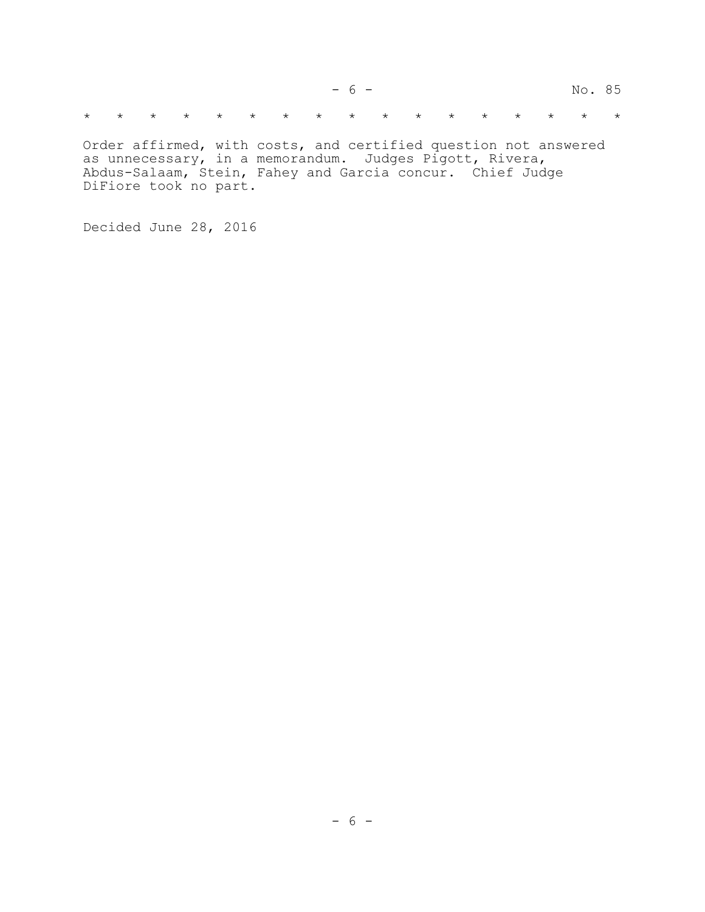\* \* \* \* \* \* \* \* \* \* \* \* \* \* \* \* \*

Order affirmed, with costs, and certified question not answered as unnecessary, in a memorandum. Judges Pigott, Rivera, Abdus-Salaam, Stein, Fahey and Garcia concur. Chief Judge DiFiore took no part.

Decided June 28, 2016